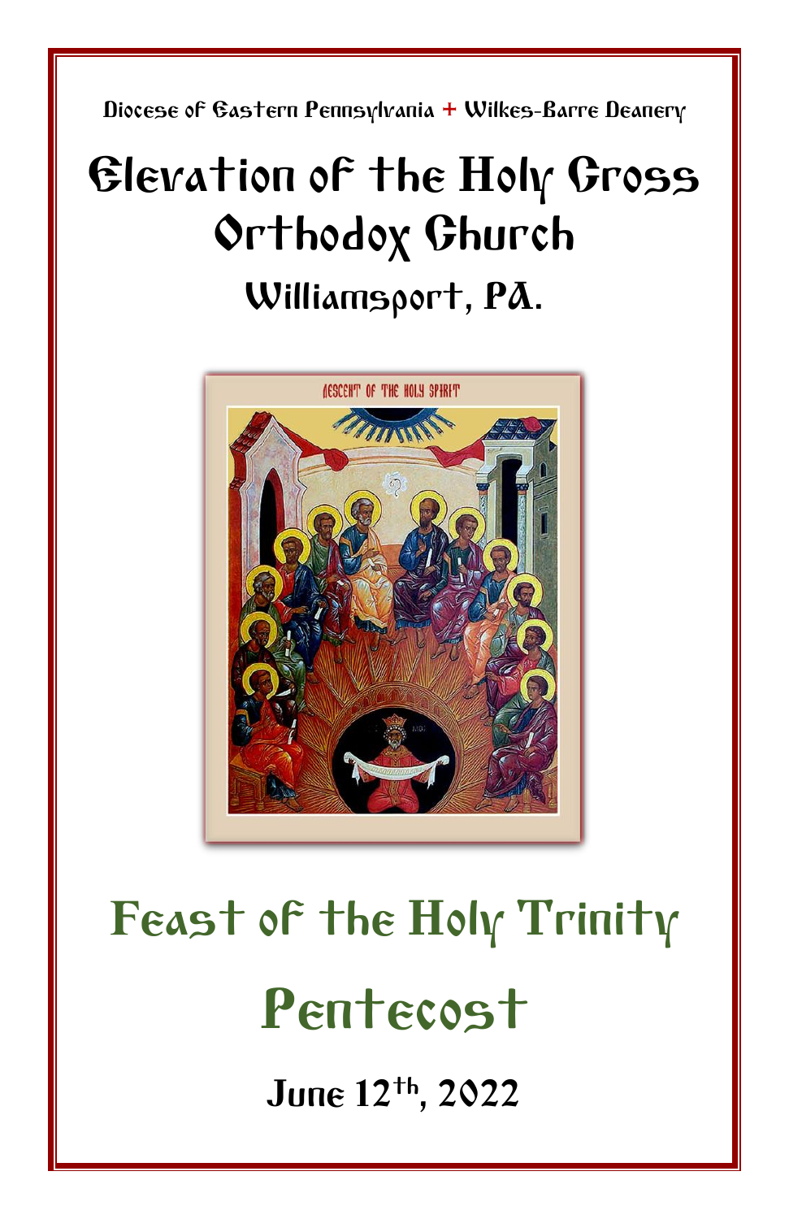Diocese of Eastern Pennsylvania + Wilkes-Barre Deanery

# Elevation of the Holy Cross Orthodox Church

## Williamsport, PA.

# Feast of the Holy Trinity

# Pentecost

**June 12th, 2022**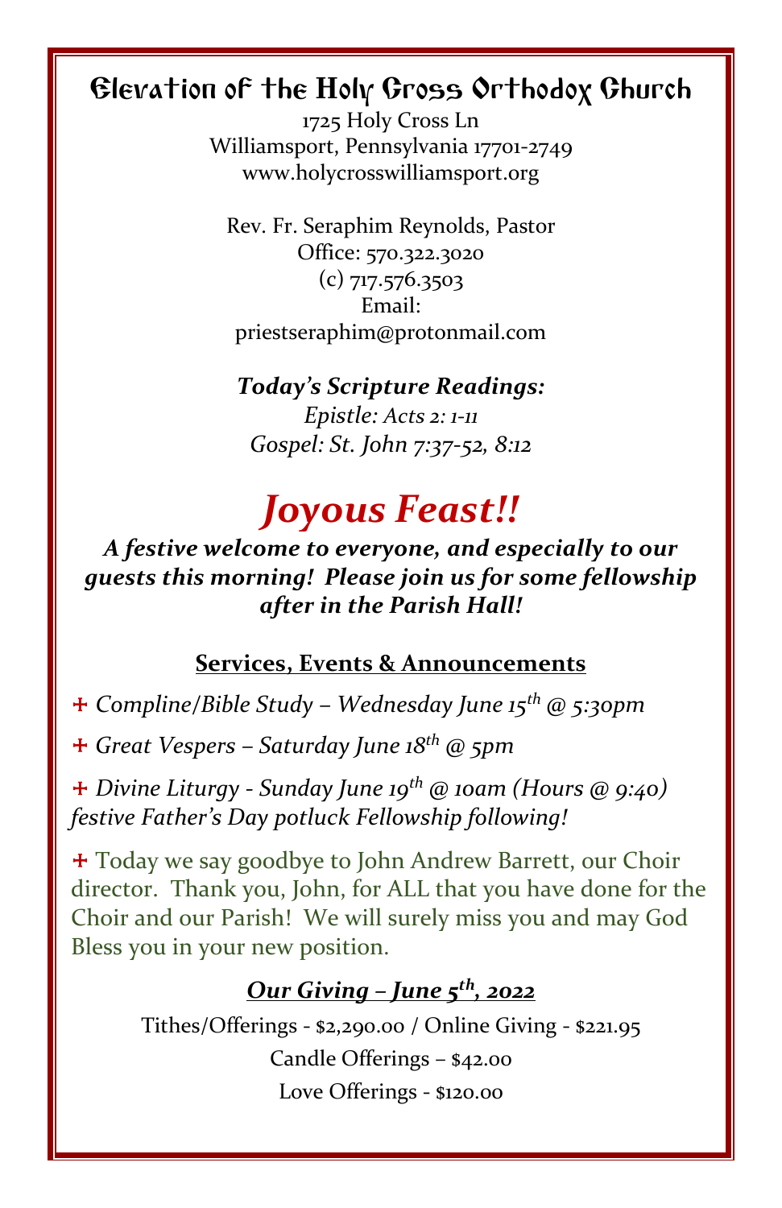# Elevation of the Holy Cross Orthodox Church

1725 Holy Cross Ln
Williamsport, Pennsylvania 17701-2749
www.holycrosswilliamsport.org

Rev. Fr. Seraphim Reynolds, Pastor
Office: 570.322.3020
(c) 717.576.3503
Email:
priestseraphim@protonmail.com

***Today's Scripture Readings:***
*Epistle: Acts 2: 1-11*
*Gospel: St. John 7:37-52, 8:12*

## *Joyous Feast!!*

***A festive welcome to everyone, and especially to our guests this morning! Please join us for some fellowship after in the Parish Hall!***

### Services, Events & Announcements

✝ *Compline/Bible Study – Wednesday June 15th @ 5:30pm*

✝ *Great Vespers – Saturday June 18th @ 5pm*

✝ *Divine Liturgy - Sunday June 19th @ 10am (Hours @ 9:40) festive Father's Day potluck Fellowship following!*

✝ Today we say goodbye to John Andrew Barrett, our Choir director. Thank you, John, for ALL that you have done for the Choir and our Parish! We will surely miss you and may God Bless you in your new position.

### *Our Giving – June 5th, 2022*

Tithes/Offerings - $2,290.00 / Online Giving - $221.95
Candle Offerings – $42.00
Love Offerings - $120.00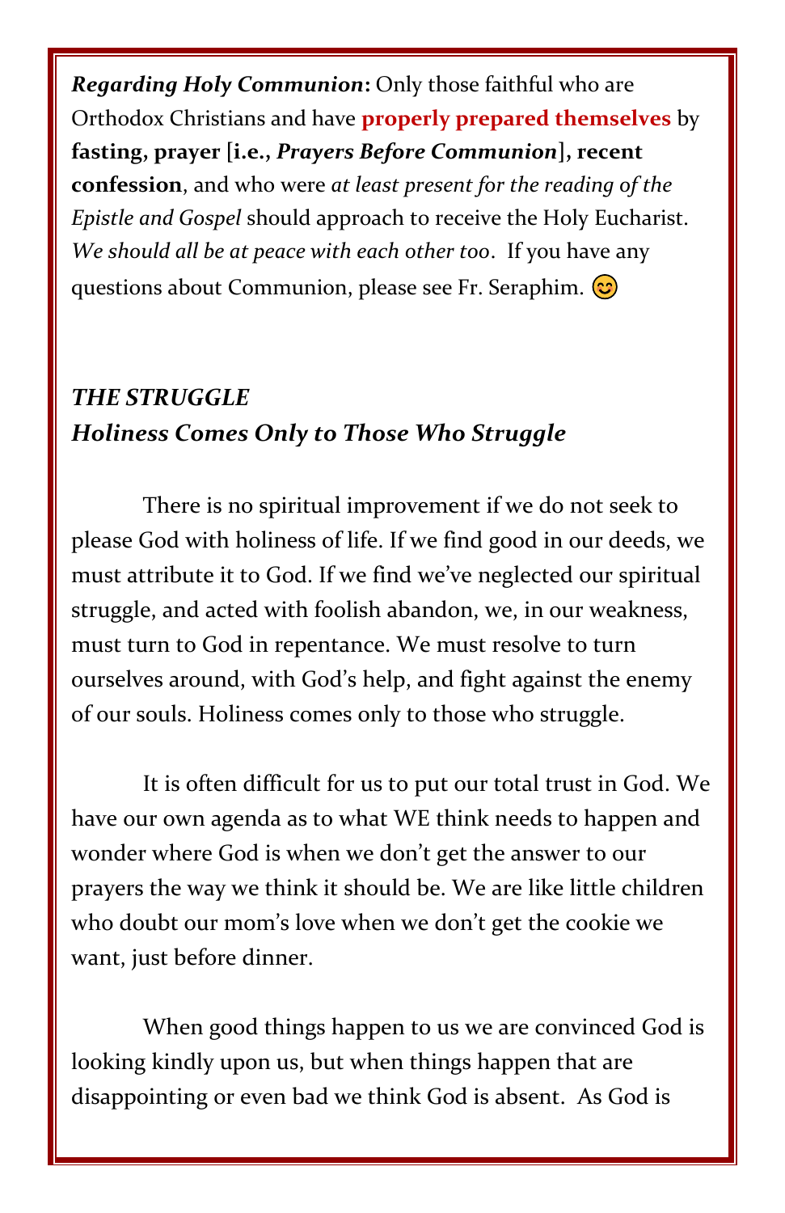***Regarding Holy Communion*****:** Only those faithful who are Orthodox Christians and have **properly prepared themselves** by **fasting, prayer [i.e., *Prayers Before Communion*], recent confession**, and who were *at least present for the reading of the Epistle and Gospel* should approach to receive the Holy Eucharist. *We should all be at peace with each other too*. If you have any questions about Communion, please see Fr. Seraphim. 😊

## *THE STRUGGLE*
## *Holiness Comes Only to Those Who Struggle*

There is no spiritual improvement if we do not seek to please God with holiness of life. If we find good in our deeds, we must attribute it to God. If we find we've neglected our spiritual struggle, and acted with foolish abandon, we, in our weakness, must turn to God in repentance. We must resolve to turn ourselves around, with God's help, and fight against the enemy of our souls. Holiness comes only to those who struggle.

It is often difficult for us to put our total trust in God. We have our own agenda as to what WE think needs to happen and wonder where God is when we don't get the answer to our prayers the way we think it should be. We are like little children who doubt our mom's love when we don't get the cookie we want, just before dinner.

When good things happen to us we are convinced God is looking kindly upon us, but when things happen that are disappointing or even bad we think God is absent. As God is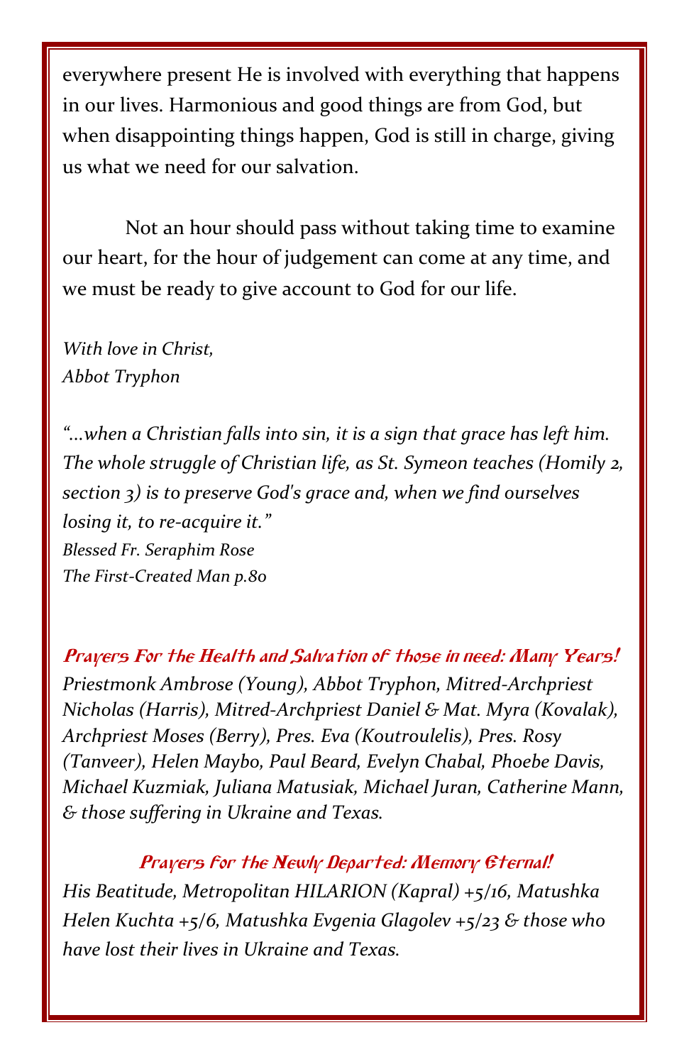everywhere present He is involved with everything that happens in our lives. Harmonious and good things are from God, but when disappointing things happen, God is still in charge, giving us what we need for our salvation.

Not an hour should pass without taking time to examine our heart, for the hour of judgement can come at any time, and we must be ready to give account to God for our life.

*With love in Christ,*
*Abbot Tryphon*

*"...when a Christian falls into sin, it is a sign that grace has left him. The whole struggle of Christian life, as St. Symeon teaches (Homily 2, section 3) is to preserve God's grace and, when we find ourselves losing it, to re-acquire it."*
*Blessed Fr. Seraphim Rose*
*The First-Created Man p.80*

**Prayers For the Health and Salvation of those in need: Many Years!**
*Priestmonk Ambrose (Young), Abbot Tryphon, Mitred-Archpriest Nicholas (Harris), Mitred-Archpriest Daniel & Mat. Myra (Kovalak), Archpriest Moses (Berry), Pres. Eva (Koutroulelis), Pres. Rosy (Tanveer), Helen Maybo, Paul Beard, Evelyn Chabal, Phoebe Davis, Michael Kuzmiak, Juliana Matusiak, Michael Juran, Catherine Mann, & those suffering in Ukraine and Texas.*

**Prayers for the Newly Departed: Memory Eternal!**
*His Beatitude, Metropolitan HILARION (Kapral) +5/16, Matushka Helen Kuchta +5/6, Matushka Evgenia Glagolev +5/23 & those who have lost their lives in Ukraine and Texas.*